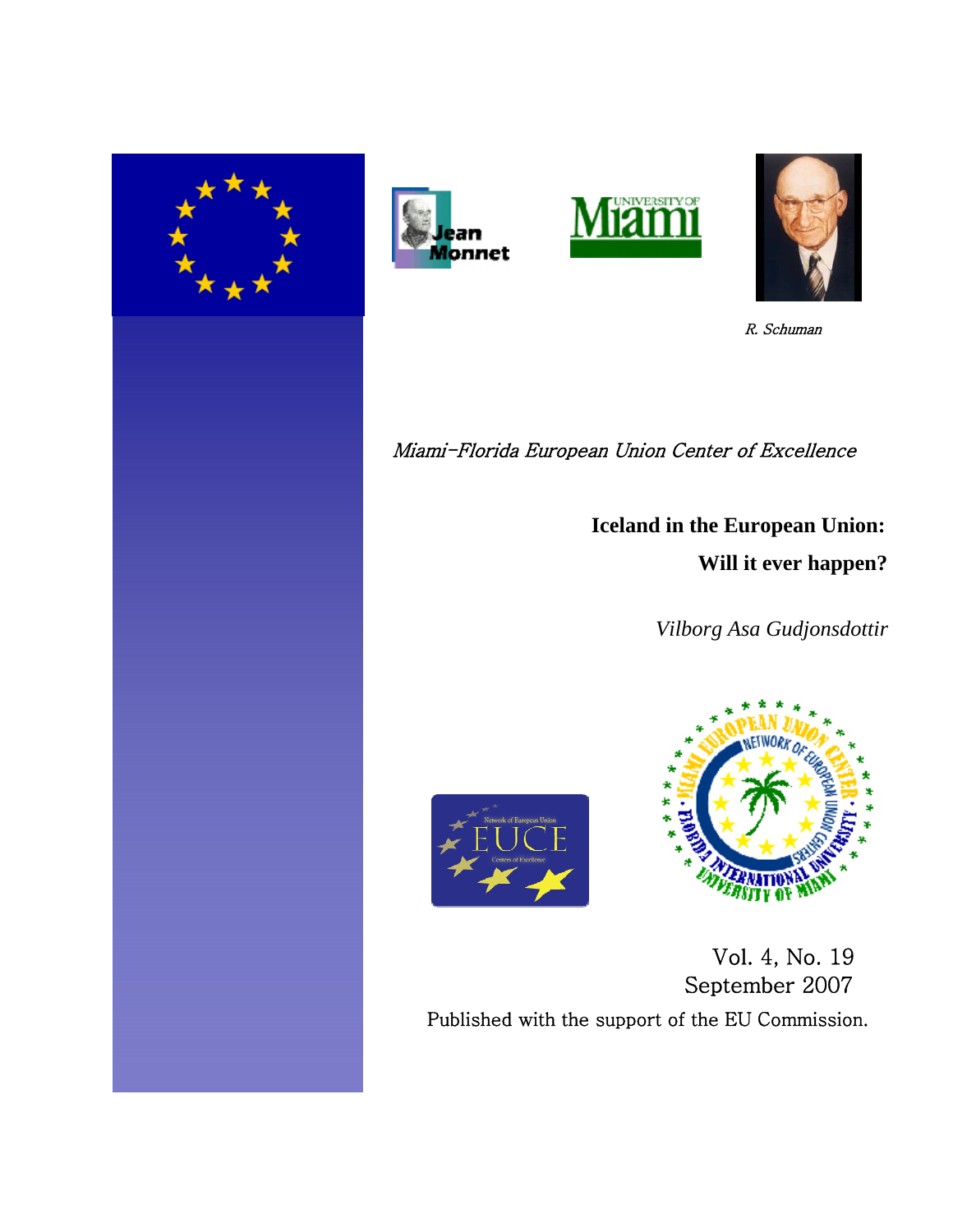R. Schuman

*Miami-Florida European Union Center of Excellence*

# Iceland in the European Union: Will it ever happen?

*Vilborg Asa Gudjonsdottir*

Vol. 4, No. 19
September 2007

Published with the support of the EU Commission.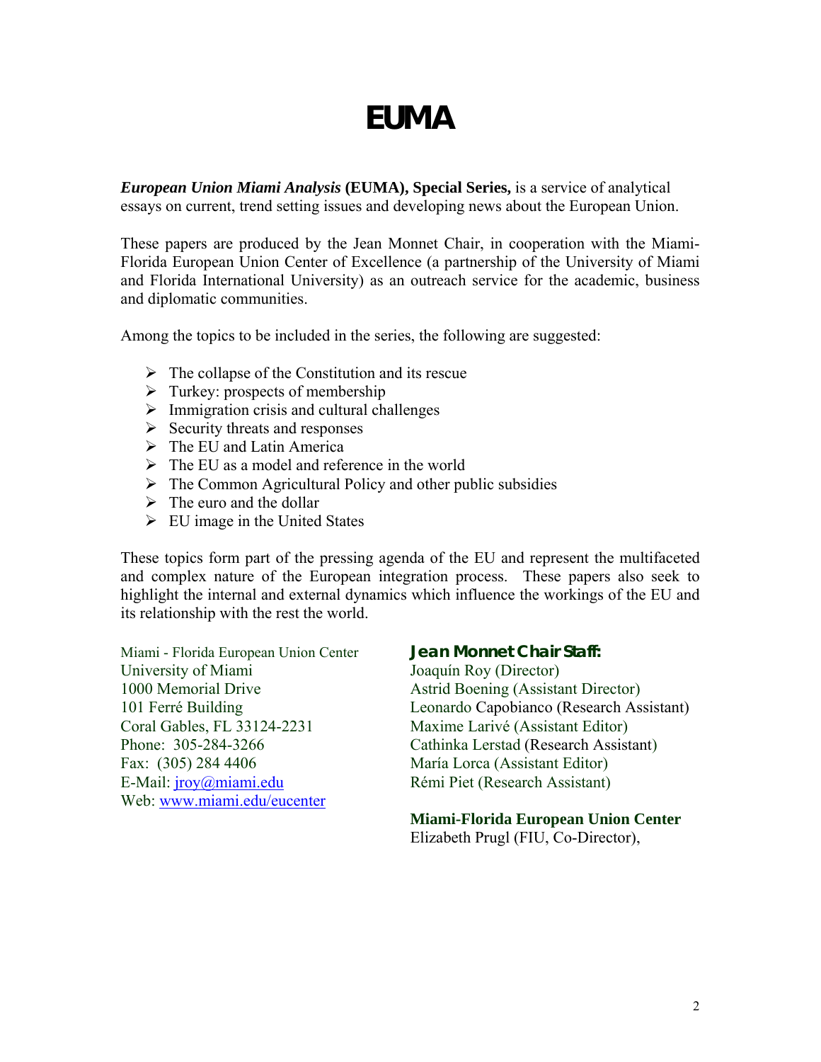# EUMA

***European Union Miami Analysis* (EUMA), Special Series,** is a service of analytical essays on current, trend setting issues and developing news about the European Union.

These papers are produced by the Jean Monnet Chair, in cooperation with the Miami-Florida European Union Center of Excellence (a partnership of the University of Miami and Florida International University) as an outreach service for the academic, business and diplomatic communities.

Among the topics to be included in the series, the following are suggested:

- The collapse of the Constitution and its rescue
- Turkey: prospects of membership
- Immigration crisis and cultural challenges
- Security threats and responses
- The EU and Latin America
- The EU as a model and reference in the world
- The Common Agricultural Policy and other public subsidies
- The euro and the dollar
- EU image in the United States

These topics form part of the pressing agenda of the EU and represent the multifaceted and complex nature of the European integration process. These papers also seek to highlight the internal and external dynamics which influence the workings of the EU and its relationship with the rest the world.

Miami - Florida European Union Center
University of Miami
1000 Memorial Drive
101 Ferré Building
Coral Gables, FL 33124-2231
Phone: 305-284-3266
Fax: (305) 284 4406
E-Mail: jroy@miami.edu
Web: www.miami.edu/eucenter

***Jean Monnet Chair Staff:***

Joaquín Roy (Director)
Astrid Boening (Assistant Director)
Leonardo Capobianco (Research Assistant)
Maxime Larivé (Assistant Editor)
Cathinka Lerstad (Research Assistant)
María Lorca (Assistant Editor)
Rémi Piet (Research Assistant)

**Miami-Florida European Union Center**

Elizabeth Prugl (FIU, Co-Director),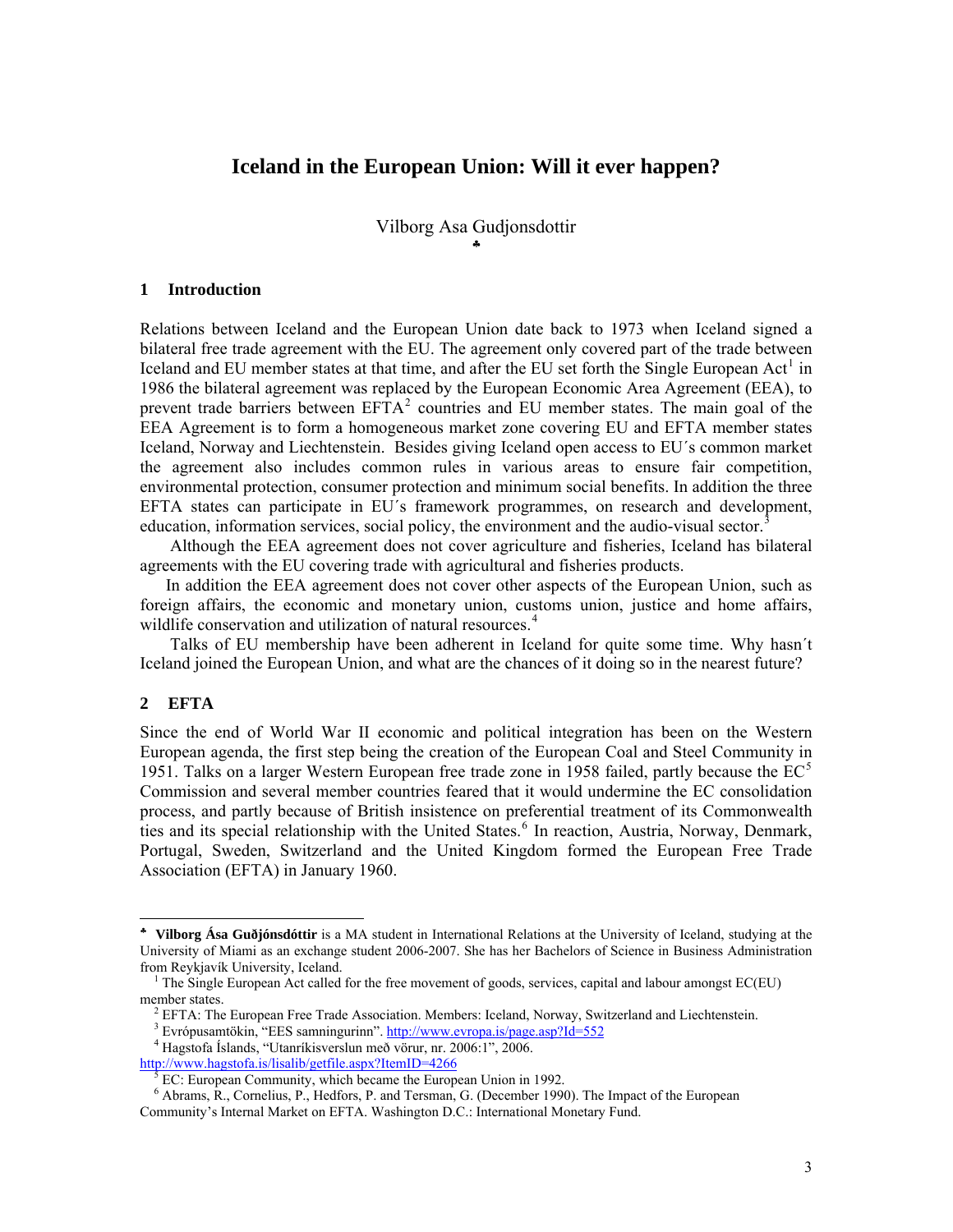# Iceland in the European Union: Will it ever happen?

Vilborg Asa Gudjonsdottir
♣

## 1 Introduction

Relations between Iceland and the European Union date back to 1973 when Iceland signed a bilateral free trade agreement with the EU. The agreement only covered part of the trade between Iceland and EU member states at that time, and after the EU set forth the Single European Act[1] in 1986 the bilateral agreement was replaced by the European Economic Area Agreement (EEA), to prevent trade barriers between EFTA[2] countries and EU member states. The main goal of the EEA Agreement is to form a homogeneous market zone covering EU and EFTA member states Iceland, Norway and Liechtenstein. Besides giving Iceland open access to EU´s common market the agreement also includes common rules in various areas to ensure fair competition, environmental protection, consumer protection and minimum social benefits. In addition the three EFTA states can participate in EU´s framework programmes, on research and development, education, information services, social policy, the environment and the audio-visual sector.[3]

Although the EEA agreement does not cover agriculture and fisheries, Iceland has bilateral agreements with the EU covering trade with agricultural and fisheries products.

In addition the EEA agreement does not cover other aspects of the European Union, such as foreign affairs, the economic and monetary union, customs union, justice and home affairs, wildlife conservation and utilization of natural resources.[4]

Talks of EU membership have been adherent in Iceland for quite some time. Why hasn´t Iceland joined the European Union, and what are the chances of it doing so in the nearest future?

## 2 EFTA

Since the end of World War II economic and political integration has been on the Western European agenda, the first step being the creation of the European Coal and Steel Community in 1951. Talks on a larger Western European free trade zone in 1958 failed, partly because the EC[5] Commission and several member countries feared that it would undermine the EC consolidation process, and partly because of British insistence on preferential treatment of its Commonwealth ties and its special relationship with the United States.[6] In reaction, Austria, Norway, Denmark, Portugal, Sweden, Switzerland and the United Kingdom formed the European Free Trade Association (EFTA) in January 1960.

---

♣ **Vilborg Ása Guðjónsdóttir** is a MA student in International Relations at the University of Iceland, studying at the University of Miami as an exchange student 2006-2007. She has her Bachelors of Science in Business Administration from Reykjavík University, Iceland.

[1] The Single European Act called for the free movement of goods, services, capital and labour amongst EC(EU) member states.

[2] EFTA: The European Free Trade Association. Members: Iceland, Norway, Switzerland and Liechtenstein.

[3] Evrópusamtökin, "EES samningurinn". http://www.evropa.is/page.asp?Id=552

[4] Hagstofa Íslands, "Utanríkisverslun með vörur, nr. 2006:1", 2006. http://www.hagstofa.is/lisalib/getfile.aspx?ItemID=4266

[5] EC: European Community, which became the European Union in 1992.

[6] Abrams, R., Cornelius, P., Hedfors, P. and Tersman, G. (December 1990). The Impact of the European Community's Internal Market on EFTA. Washington D.C.: International Monetary Fund.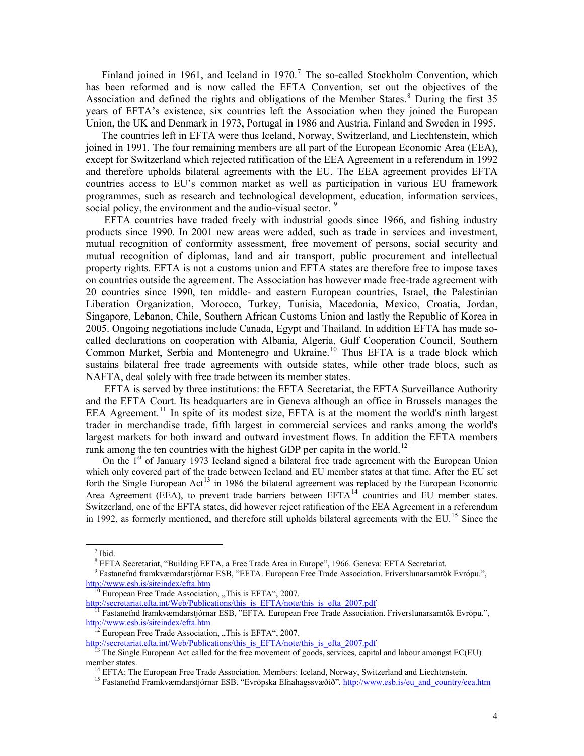Finland joined in 1961, and Iceland in 1970.[7] The so-called Stockholm Convention, which has been reformed and is now called the EFTA Convention, set out the objectives of the Association and defined the rights and obligations of the Member States.[8] During the first 35 years of EFTA's existence, six countries left the Association when they joined the European Union, the UK and Denmark in 1973, Portugal in 1986 and Austria, Finland and Sweden in 1995.

The countries left in EFTA were thus Iceland, Norway, Switzerland, and Liechtenstein, which joined in 1991. The four remaining members are all part of the European Economic Area (EEA), except for Switzerland which rejected ratification of the EEA Agreement in a referendum in 1992 and therefore upholds bilateral agreements with the EU. The EEA agreement provides EFTA countries access to EU's common market as well as participation in various EU framework programmes, such as research and technological development, education, information services, social policy, the environment and the audio-visual sector. [9]

EFTA countries have traded freely with industrial goods since 1966, and fishing industry products since 1990. In 2001 new areas were added, such as trade in services and investment, mutual recognition of conformity assessment, free movement of persons, social security and mutual recognition of diplomas, land and air transport, public procurement and intellectual property rights. EFTA is not a customs union and EFTA states are therefore free to impose taxes on countries outside the agreement. The Association has however made free-trade agreement with 20 countries since 1990, ten middle- and eastern European countries, Israel, the Palestinian Liberation Organization, Morocco, Turkey, Tunisia, Macedonia, Mexico, Croatia, Jordan, Singapore, Lebanon, Chile, Southern African Customs Union and lastly the Republic of Korea in 2005. Ongoing negotiations include Canada, Egypt and Thailand. In addition EFTA has made so-called declarations on cooperation with Albania, Algeria, Gulf Cooperation Council, Southern Common Market, Serbia and Montenegro and Ukraine.[10] Thus EFTA is a trade block which sustains bilateral free trade agreements with outside states, while other trade blocs, such as NAFTA, deal solely with free trade between its member states.

EFTA is served by three institutions: the EFTA Secretariat, the EFTA Surveillance Authority and the EFTA Court. Its headquarters are in Geneva although an office in Brussels manages the EEA Agreement.[11] In spite of its modest size, EFTA is at the moment the world's ninth largest trader in merchandise trade, fifth largest in commercial services and ranks among the world's largest markets for both inward and outward investment flows. In addition the EFTA members rank among the ten countries with the highest GDP per capita in the world.[12]

On the 1st of January 1973 Iceland signed a bilateral free trade agreement with the European Union which only covered part of the trade between Iceland and EU member states at that time. After the EU set forth the Single European Act[13] in 1986 the bilateral agreement was replaced by the European Economic Area Agreement (EEA), to prevent trade barriers between EFTA[14] countries and EU member states. Switzerland, one of the EFTA states, did however reject ratification of the EEA Agreement in a referendum in 1992, as formerly mentioned, and therefore still upholds bilateral agreements with the EU.[15] Since the

---

[7] Ibid.

[8] EFTA Secretariat, "Building EFTA, a Free Trade Area in Europe", 1966. Geneva: EFTA Secretariat.

[9] Fastanefnd framkvæmdarstjórnar ESB, "EFTA. European Free Trade Association. Fríverslunarsamtök Evrópu.", http://www.esb.is/siteindex/efta.htm

[10] European Free Trade Association, „This is EFTA", 2007. http://secretariat.efta.int/Web/Publications/this_is_EFTA/note/this_is_efta_2007.pdf

[11] Fastanefnd framkvæmdarstjórnar ESB, "EFTA. European Free Trade Association. Fríverslunarsamtök Evrópu.", http://www.esb.is/siteindex/efta.htm

[12] European Free Trade Association, „This is EFTA", 2007. http://secretariat.efta.int/Web/Publications/this_is_EFTA/note/this_is_efta_2007.pdf

[13] The Single European Act called for the free movement of goods, services, capital and labour amongst EC(EU) member states.

[14] EFTA: The European Free Trade Association. Members: Iceland, Norway, Switzerland and Liechtenstein.

[15] Fastanefnd Framkvæmdarstjórnar ESB. "Evrópska Efnahagssvæðið". http://www.esb.is/eu_and_country/eea.htm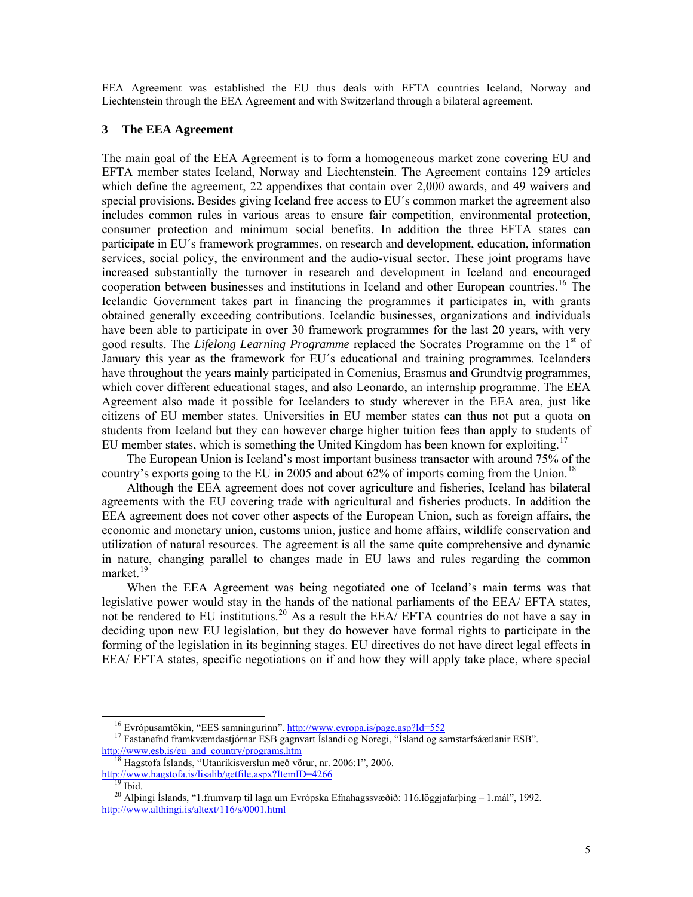EEA Agreement was established the EU thus deals with EFTA countries Iceland, Norway and Liechtenstein through the EEA Agreement and with Switzerland through a bilateral agreement.

## 3 The EEA Agreement

The main goal of the EEA Agreement is to form a homogeneous market zone covering EU and EFTA member states Iceland, Norway and Liechtenstein. The Agreement contains 129 articles which define the agreement, 22 appendixes that contain over 2,000 awards, and 49 waivers and special provisions. Besides giving Iceland free access to EU´s common market the agreement also includes common rules in various areas to ensure fair competition, environmental protection, consumer protection and minimum social benefits. In addition the three EFTA states can participate in EU´s framework programmes, on research and development, education, information services, social policy, the environment and the audio-visual sector. These joint programs have increased substantially the turnover in research and development in Iceland and encouraged cooperation between businesses and institutions in Iceland and other European countries.[16] The Icelandic Government takes part in financing the programmes it participates in, with grants obtained generally exceeding contributions. Icelandic businesses, organizations and individuals have been able to participate in over 30 framework programmes for the last 20 years, with very good results. The *Lifelong Learning Programme* replaced the Socrates Programme on the 1st of January this year as the framework for EU´s educational and training programmes. Icelanders have throughout the years mainly participated in Comenius, Erasmus and Grundtvig programmes, which cover different educational stages, and also Leonardo, an internship programme. The EEA Agreement also made it possible for Icelanders to study wherever in the EEA area, just like citizens of EU member states. Universities in EU member states can thus not put a quota on students from Iceland but they can however charge higher tuition fees than apply to students of EU member states, which is something the United Kingdom has been known for exploiting.[17]

The European Union is Iceland's most important business transactor with around 75% of the country's exports going to the EU in 2005 and about 62% of imports coming from the Union.[18]

Although the EEA agreement does not cover agriculture and fisheries, Iceland has bilateral agreements with the EU covering trade with agricultural and fisheries products. In addition the EEA agreement does not cover other aspects of the European Union, such as foreign affairs, the economic and monetary union, customs union, justice and home affairs, wildlife conservation and utilization of natural resources. The agreement is all the same quite comprehensive and dynamic in nature, changing parallel to changes made in EU laws and rules regarding the common market.[19]

When the EEA Agreement was being negotiated one of Iceland's main terms was that legislative power would stay in the hands of the national parliaments of the EEA/ EFTA states, not be rendered to EU institutions.[20] As a result the EEA/ EFTA countries do not have a say in deciding upon new EU legislation, but they do however have formal rights to participate in the forming of the legislation in its beginning stages. EU directives do not have direct legal effects in EEA/ EFTA states, specific negotiations on if and how they will apply take place, where special

---

[16] Evrópusamtökin, "EES samningurinn". http://www.evropa.is/page.asp?Id=552

[17] Fastanefnd framkvæmdastjórnar ESB gagnvart Íslandi og Noregi, "Ísland og samstarfsáætlanir ESB". http://www.esb.is/eu_and_country/programs.htm

[18] Hagstofa Íslands, "Utanríkisverslun með vörur, nr. 2006:1", 2006. http://www.hagstofa.is/lisalib/getfile.aspx?ItemID=4266

[19] Ibid.

[20] Alþingi Íslands, "1.frumvarp til laga um Evrópska Efnahagssvæðið: 116.löggjafarþing – 1.mál", 1992. http://www.althingi.is/altext/116/s/0001.html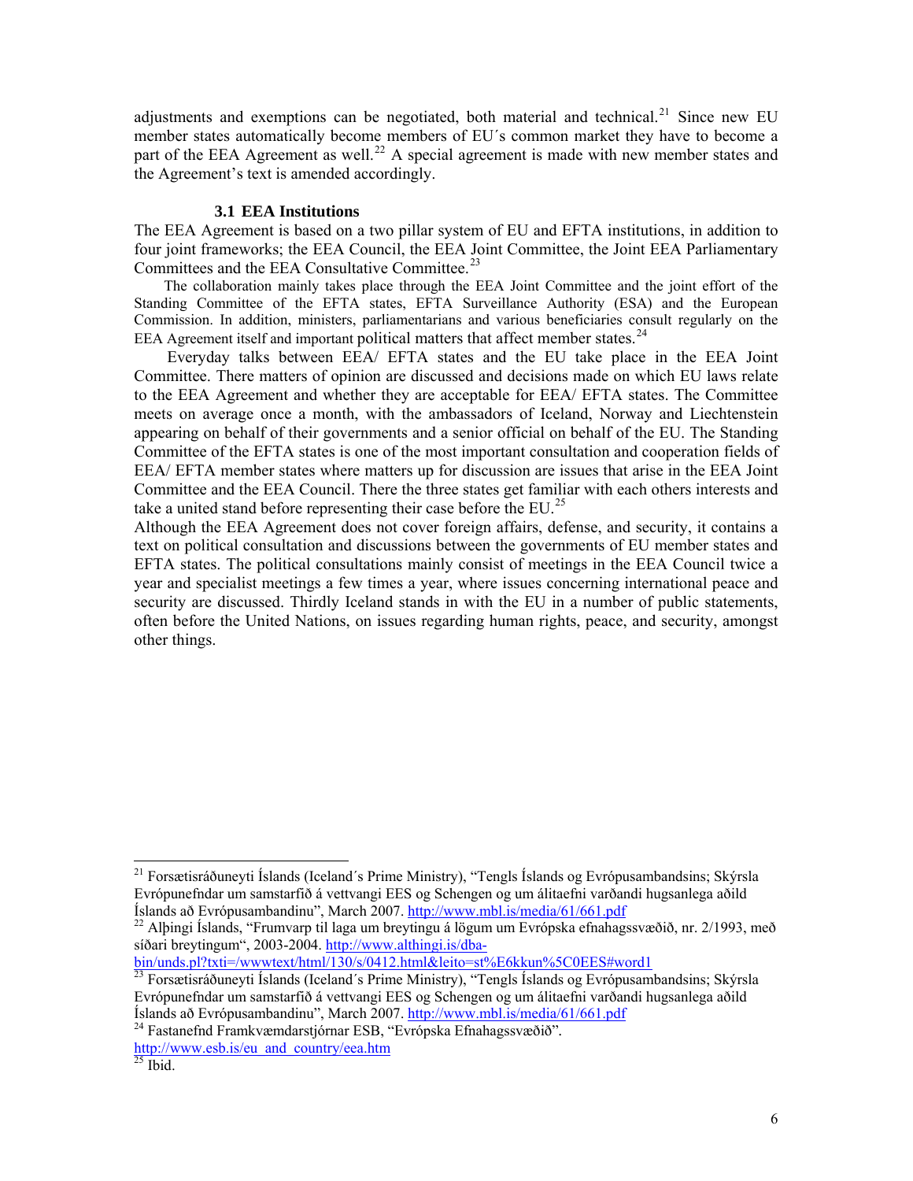adjustments and exemptions can be negotiated, both material and technical.[21] Since new EU member states automatically become members of EU´s common market they have to become a part of the EEA Agreement as well.[22] A special agreement is made with new member states and the Agreement's text is amended accordingly.

### 3.1 EEA Institutions

The EEA Agreement is based on a two pillar system of EU and EFTA institutions, in addition to four joint frameworks; the EEA Council, the EEA Joint Committee, the Joint EEA Parliamentary Committees and the EEA Consultative Committee.[23]

The collaboration mainly takes place through the EEA Joint Committee and the joint effort of the Standing Committee of the EFTA states, EFTA Surveillance Authority (ESA) and the European Commission. In addition, ministers, parliamentarians and various beneficiaries consult regularly on the EEA Agreement itself and important political matters that affect member states.[24]

Everyday talks between EEA/ EFTA states and the EU take place in the EEA Joint Committee. There matters of opinion are discussed and decisions made on which EU laws relate to the EEA Agreement and whether they are acceptable for EEA/ EFTA states. The Committee meets on average once a month, with the ambassadors of Iceland, Norway and Liechtenstein appearing on behalf of their governments and a senior official on behalf of the EU. The Standing Committee of the EFTA states is one of the most important consultation and cooperation fields of EEA/ EFTA member states where matters up for discussion are issues that arise in the EEA Joint Committee and the EEA Council. There the three states get familiar with each others interests and take a united stand before representing their case before the EU.[25]

Although the EEA Agreement does not cover foreign affairs, defense, and security, it contains a text on political consultation and discussions between the governments of EU member states and EFTA states. The political consultations mainly consist of meetings in the EEA Council twice a year and specialist meetings a few times a year, where issues concerning international peace and security are discussed. Thirdly Iceland stands in with the EU in a number of public statements, often before the United Nations, on issues regarding human rights, peace, and security, amongst other things.

---

[21] Forsætisráðuneyti Íslands (Iceland´s Prime Ministry), "Tengls Íslands og Evrópusambandsins; Skýrsla Evrópunefndar um samstarfið á vettvangi EES og Schengen og um álitaefni varðandi hugsanlega aðild Íslands að Evrópusambandinu", March 2007. http://www.mbl.is/media/61/661.pdf

[22] Alþingi Íslands, "Frumvarp til laga um breytingu á lögum um Evrópska efnahagssvæðið, nr. 2/1993, með síðari breytingum", 2003-2004. http://www.althingi.is/dba-bin/unds.pl?txti=/wwwtext/html/130/s/0412.html&leito=st%E6kkun%5C0EES#word1

[23] Forsætisráðuneyti Íslands (Iceland´s Prime Ministry), "Tengls Íslands og Evrópusambandsins; Skýrsla Evrópunefndar um samstarfið á vettvangi EES og Schengen og um álitaefni varðandi hugsanlega aðild Íslands að Evrópusambandinu", March 2007. http://www.mbl.is/media/61/661.pdf

[24] Fastanefnd Framkvæmdarstjórnar ESB, "Evrópska Efnahagssvæðið". http://www.esb.is/eu_and_country/eea.htm

[25] Ibid.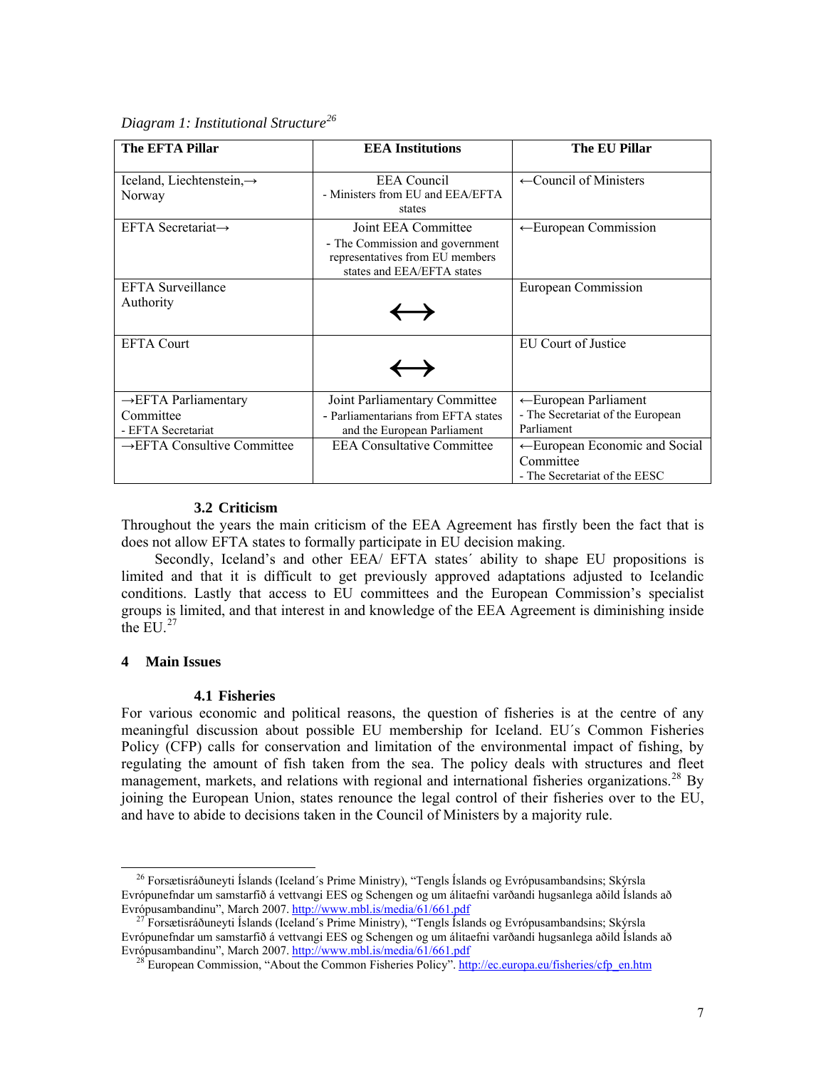*Diagram 1: Institutional Structure*[26]

| The EFTA Pillar | EEA Institutions | The EU Pillar |
|---|---|---|
| Iceland, Liechtenstein,→ Norway | EEA Council - Ministers from EU and EEA/EFTA states | ←Council of Ministers |
| EFTA Secretariat→ | Joint EEA Committee - The Commission and government representatives from EU members states and EEA/EFTA states | ←European Commission |
| EFTA Surveillance Authority | ⟷ | European Commission |
| EFTA Court | ⟷ | EU Court of Justice |
| →EFTA Parliamentary Committee - EFTA Secretariat | Joint Parliamentary Committee - Parliamentarians from EFTA states and the European Parliament | ←European Parliament - The Secretariat of the European Parliament |
| →EFTA Consultive Committee | EEA Consultative Committee | ←European Economic and Social Committee - The Secretariat of the EESC |

### 3.2 Criticism

Throughout the years the main criticism of the EEA Agreement has firstly been the fact that is does not allow EFTA states to formally participate in EU decision making.

Secondly, Iceland's and other EEA/ EFTA states´ ability to shape EU propositions is limited and that it is difficult to get previously approved adaptations adjusted to Icelandic conditions. Lastly that access to EU committees and the European Commission's specialist groups is limited, and that interest in and knowledge of the EEA Agreement is diminishing inside the EU.[27]

## 4 Main Issues

### 4.1 Fisheries

For various economic and political reasons, the question of fisheries is at the centre of any meaningful discussion about possible EU membership for Iceland. EU´s Common Fisheries Policy (CFP) calls for conservation and limitation of the environmental impact of fishing, by regulating the amount of fish taken from the sea. The policy deals with structures and fleet management, markets, and relations with regional and international fisheries organizations.[28] By joining the European Union, states renounce the legal control of their fisheries over to the EU, and have to abide to decisions taken in the Council of Ministers by a majority rule.

---

[26] Forsætisráðuneyti Íslands (Iceland´s Prime Ministry), "Tengls Íslands og Evrópusambandsins; Skýrsla Evrópunefndar um samstarfið á vettvangi EES og Schengen og um álitaefni varðandi hugsanlega aðild Íslands að Evrópusambandinu", March 2007. http://www.mbl.is/media/61/661.pdf

[27] Forsætisráðuneyti Íslands (Iceland´s Prime Ministry), "Tengls Íslands og Evrópusambandsins; Skýrsla Evrópunefndar um samstarfið á vettvangi EES og Schengen og um álitaefni varðandi hugsanlega aðild Íslands að Evrópusambandinu", March 2007. http://www.mbl.is/media/61/661.pdf

[28] European Commission, "About the Common Fisheries Policy". http://ec.europa.eu/fisheries/cfp_en.htm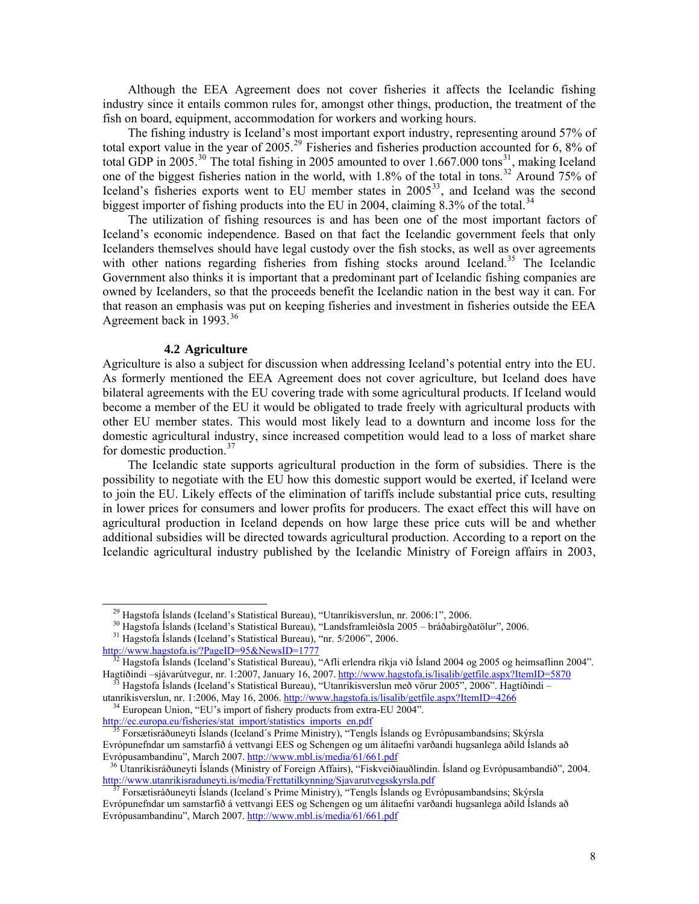Although the EEA Agreement does not cover fisheries it affects the Icelandic fishing industry since it entails common rules for, amongst other things, production, the treatment of the fish on board, equipment, accommodation for workers and working hours.

The fishing industry is Iceland's most important export industry, representing around 57% of total export value in the year of 2005.[29] Fisheries and fisheries production accounted for 6, 8% of total GDP in 2005.[30] The total fishing in 2005 amounted to over 1.667.000 tons[31], making Iceland one of the biggest fisheries nation in the world, with 1.8% of the total in tons.[32] Around 75% of Iceland's fisheries exports went to EU member states in 2005[33], and Iceland was the second biggest importer of fishing products into the EU in 2004, claiming 8.3% of the total.[34]

The utilization of fishing resources is and has been one of the most important factors of Iceland's economic independence. Based on that fact the Icelandic government feels that only Icelanders themselves should have legal custody over the fish stocks, as well as over agreements with other nations regarding fisheries from fishing stocks around Iceland.[35] The Icelandic Government also thinks it is important that a predominant part of Icelandic fishing companies are owned by Icelanders, so that the proceeds benefit the Icelandic nation in the best way it can. For that reason an emphasis was put on keeping fisheries and investment in fisheries outside the EEA Agreement back in 1993.[36]

### 4.2 Agriculture

Agriculture is also a subject for discussion when addressing Iceland's potential entry into the EU. As formerly mentioned the EEA Agreement does not cover agriculture, but Iceland does have bilateral agreements with the EU covering trade with some agricultural products. If Iceland would become a member of the EU it would be obligated to trade freely with agricultural products with other EU member states. This would most likely lead to a downturn and income loss for the domestic agricultural industry, since increased competition would lead to a loss of market share for domestic production.[37]

The Icelandic state supports agricultural production in the form of subsidies. There is the possibility to negotiate with the EU how this domestic support would be exerted, if Iceland were to join the EU. Likely effects of the elimination of tariffs include substantial price cuts, resulting in lower prices for consumers and lower profits for producers. The exact effect this will have on agricultural production in Iceland depends on how large these price cuts will be and whether additional subsidies will be directed towards agricultural production. According to a report on the Icelandic agricultural industry published by the Icelandic Ministry of Foreign affairs in 2003,

---

[29] Hagstofa Íslands (Iceland's Statistical Bureau), "Utanríkisverslun, nr. 2006:1", 2006.

[30] Hagstofa Íslands (Iceland's Statistical Bureau), "Landsframleiðsla 2005 – bráðabirgðatölur", 2006.

[31] Hagstofa Íslands (Iceland's Statistical Bureau), "nr. 5/2006", 2006. http://www.hagstofa.is/?PageID=95&NewsID=1777

[32] Hagstofa Íslands (Iceland's Statistical Bureau), "Afli erlendra ríkja við Ísland 2004 og 2005 og heimsaflinn 2004". Hagtíðindi –sjávarútvegur, nr. 1:2007, January 16, 2007. http://www.hagstofa.is/lisalib/getfile.aspx?ItemID=5870

[33] Hagstofa Íslands (Iceland's Statistical Bureau), "Utanríkisverslun með vörur 2005", 2006". Hagtíðindi – utanríkisverslun, nr. 1:2006, May 16, 2006. http://www.hagstofa.is/lisalib/getfile.aspx?ItemID=4266

[34] European Union, "EU's import of fishery products from extra-EU 2004". http://ec.europa.eu/fisheries/stat_import/statistics_imports_en.pdf

[35] Forsætisráðuneyti Íslands (Iceland´s Prime Ministry), "Tengls Íslands og Evrópusambandsins; Skýrsla Evrópunefndar um samstarfið á vettvangi EES og Schengen og um álitaefni varðandi hugsanlega aðild Íslands að Evrópusambandinu", March 2007. http://www.mbl.is/media/61/661.pdf

[36] Utanríkisráðuneyti Íslands (Ministry of Foreign Affairs), "Fiskveiðiauðlindin. Ísland og Evrópusambandið", 2004. http://www.utanrikisraduneyti.is/media/Frettatilkynning/Sjavarutvegsskyrsla.pdf

[37] Forsætisráðuneyti Íslands (Iceland´s Prime Ministry), "Tengls Íslands og Evrópusambandsins; Skýrsla Evrópunefndar um samstarfið á vettvangi EES og Schengen og um álitaefni varðandi hugsanlega aðild Íslands að Evrópusambandinu", March 2007. http://www.mbl.is/media/61/661.pdf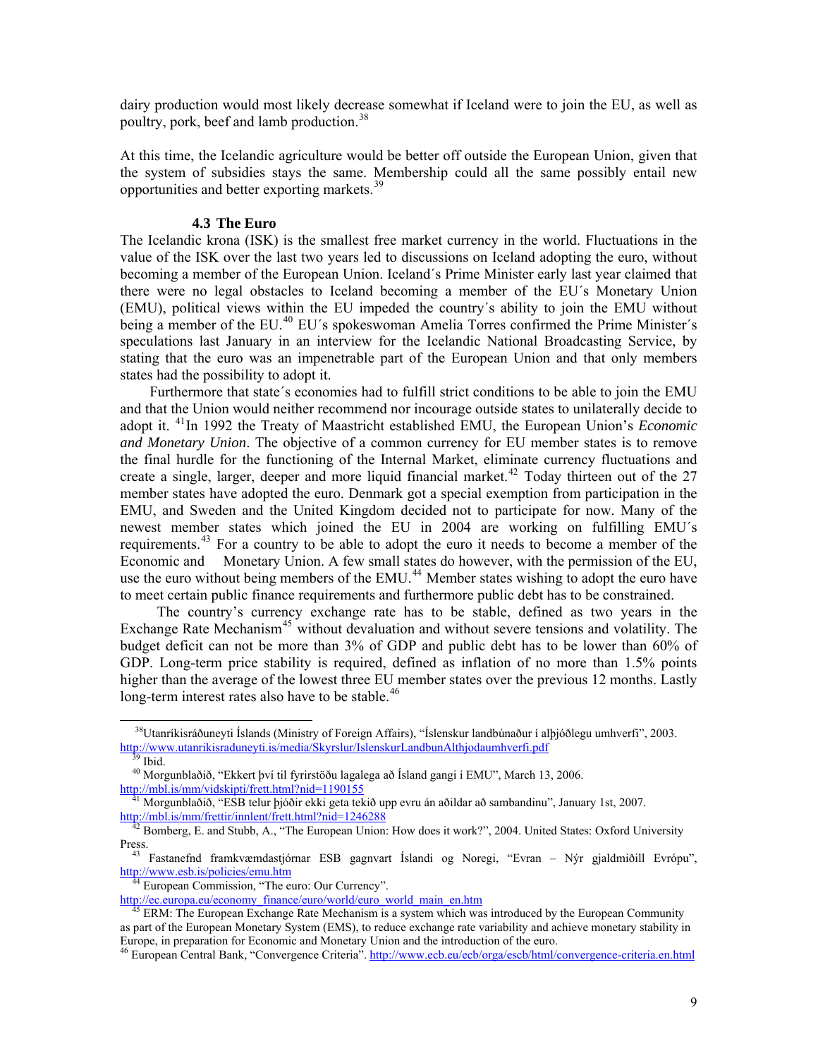dairy production would most likely decrease somewhat if Iceland were to join the EU, as well as poultry, pork, beef and lamb production.[38]

At this time, the Icelandic agriculture would be better off outside the European Union, given that the system of subsidies stays the same. Membership could all the same possibly entail new opportunities and better exporting markets.[39]

### 4.3 The Euro

The Icelandic krona (ISK) is the smallest free market currency in the world. Fluctuations in the value of the ISK over the last two years led to discussions on Iceland adopting the euro, without becoming a member of the European Union. Iceland´s Prime Minister early last year claimed that there were no legal obstacles to Iceland becoming a member of the EU´s Monetary Union (EMU), political views within the EU impeded the country´s ability to join the EMU without being a member of the EU.[40] EU´s spokeswoman Amelia Torres confirmed the Prime Minister´s speculations last January in an interview for the Icelandic National Broadcasting Service, by stating that the euro was an impenetrable part of the European Union and that only members states had the possibility to adopt it.

Furthermore that state´s economies had to fulfill strict conditions to be able to join the EMU and that the Union would neither recommend nor incourage outside states to unilaterally decide to adopt it. [41]In 1992 the Treaty of Maastricht established EMU, the European Union's *Economic and Monetary Union*. The objective of a common currency for EU member states is to remove the final hurdle for the functioning of the Internal Market, eliminate currency fluctuations and create a single, larger, deeper and more liquid financial market.[42] Today thirteen out of the 27 member states have adopted the euro. Denmark got a special exemption from participation in the EMU, and Sweden and the United Kingdom decided not to participate for now. Many of the newest member states which joined the EU in 2004 are working on fulfilling EMU´s requirements.[43] For a country to be able to adopt the euro it needs to become a member of the Economic and Monetary Union. A few small states do however, with the permission of the EU, use the euro without being members of the EMU.[44] Member states wishing to adopt the euro have to meet certain public finance requirements and furthermore public debt has to be constrained.

The country's currency exchange rate has to be stable, defined as two years in the Exchange Rate Mechanism[45] without devaluation and without severe tensions and volatility. The budget deficit can not be more than 3% of GDP and public debt has to be lower than 60% of GDP. Long-term price stability is required, defined as inflation of no more than 1.5% points higher than the average of the lowest three EU member states over the previous 12 months. Lastly long-term interest rates also have to be stable.[46]

---

[38] Utanríkisráðuneyti Íslands (Ministry of Foreign Affairs), "Íslenskur landbúnaður í alþjóðlegu umhverfi", 2003. http://www.utanrikisraduneyti.is/media/Skyrslur/IslenskurLandbunAlthjodaumhverfi.pdf

[39] Ibid.

[40] Morgunblaðið, "Ekkert því til fyrirstöðu lagalega að Ísland gangi í EMU", March 13, 2006. http://mbl.is/mm/vidskipti/frett.html?nid=1190155

[41] Morgunblaðið, "ESB telur þjóðir ekki geta tekið upp evru án aðildar að sambandinu", January 1st, 2007. http://mbl.is/mm/frettir/innlent/frett.html?nid=1246288

[42] Bomberg, E. and Stubb, A., "The European Union: How does it work?", 2004. United States: Oxford University Press.

[43] Fastanefnd framkvæmdastjórnar ESB gagnvart Íslandi og Noregi, "Evran – Nýr gjaldmiðill Evrópu", http://www.esb.is/policies/emu.htm

[44] European Commission, "The euro: Our Currency". http://ec.europa.eu/economy_finance/euro/world/euro_world_main_en.htm

[45] ERM: The European Exchange Rate Mechanism is a system which was introduced by the European Community as part of the European Monetary System (EMS), to reduce exchange rate variability and achieve monetary stability in Europe, in preparation for Economic and Monetary Union and the introduction of the euro.

[46] European Central Bank, "Convergence Criteria". http://www.ecb.eu/ecb/orga/escb/html/convergence-criteria.en.html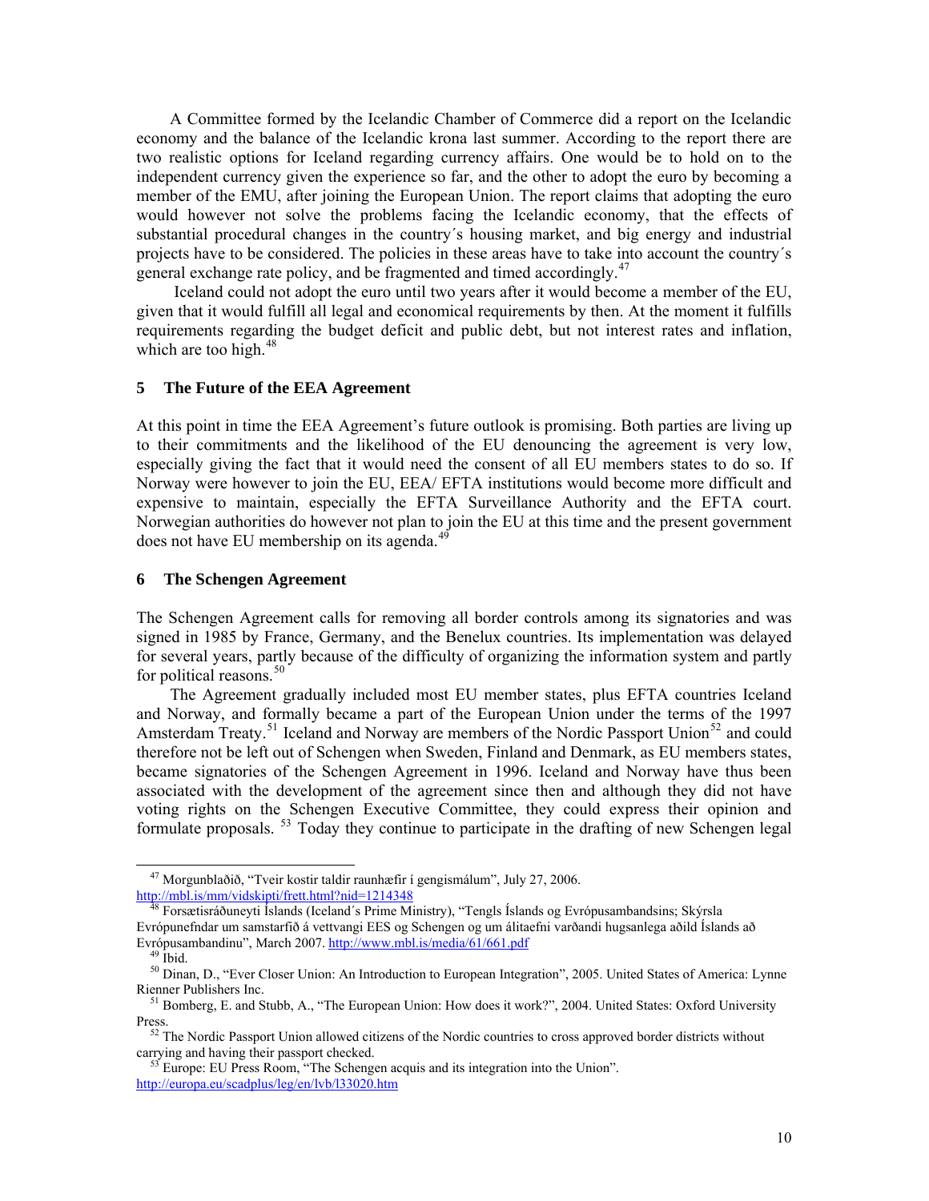A Committee formed by the Icelandic Chamber of Commerce did a report on the Icelandic economy and the balance of the Icelandic krona last summer. According to the report there are two realistic options for Iceland regarding currency affairs. One would be to hold on to the independent currency given the experience so far, and the other to adopt the euro by becoming a member of the EMU, after joining the European Union. The report claims that adopting the euro would however not solve the problems facing the Icelandic economy, that the effects of substantial procedural changes in the country´s housing market, and big energy and industrial projects have to be considered. The policies in these areas have to take into account the country´s general exchange rate policy, and be fragmented and timed accordingly.[47]

Iceland could not adopt the euro until two years after it would become a member of the EU, given that it would fulfill all legal and economical requirements by then. At the moment it fulfills requirements regarding the budget deficit and public debt, but not interest rates and inflation, which are too high.[48]

## 5 The Future of the EEA Agreement

At this point in time the EEA Agreement's future outlook is promising. Both parties are living up to their commitments and the likelihood of the EU denouncing the agreement is very low, especially giving the fact that it would need the consent of all EU members states to do so. If Norway were however to join the EU, EEA/ EFTA institutions would become more difficult and expensive to maintain, especially the EFTA Surveillance Authority and the EFTA court. Norwegian authorities do however not plan to join the EU at this time and the present government does not have EU membership on its agenda.[49]

## 6 The Schengen Agreement

The Schengen Agreement calls for removing all border controls among its signatories and was signed in 1985 by France, Germany, and the Benelux countries. Its implementation was delayed for several years, partly because of the difficulty of organizing the information system and partly for political reasons.[50]

The Agreement gradually included most EU member states, plus EFTA countries Iceland and Norway, and formally became a part of the European Union under the terms of the 1997 Amsterdam Treaty.[51] Iceland and Norway are members of the Nordic Passport Union[52] and could therefore not be left out of Schengen when Sweden, Finland and Denmark, as EU members states, became signatories of the Schengen Agreement in 1996. Iceland and Norway have thus been associated with the development of the agreement since then and although they did not have voting rights on the Schengen Executive Committee, they could express their opinion and formulate proposals.[53] Today they continue to participate in the drafting of new Schengen legal

---

[47] Morgunblaðið, "Tveir kostir taldir raunhæfir í gengismálum", July 27, 2006. http://mbl.is/mm/vidskipti/frett.html?nid=1214348

[48] Forsætisráðuneyti Íslands (Iceland´s Prime Ministry), "Tengls Íslands og Evrópusambandsins; Skýrsla Evrópunefndar um samstarfið á vettvangi EES og Schengen og um álitaefni varðandi hugsanlega aðild Íslands að Evrópusambandinu", March 2007. http://www.mbl.is/media/61/661.pdf

[49] Ibid.

[50] Dinan, D., "Ever Closer Union: An Introduction to European Integration", 2005. United States of America: Lynne Rienner Publishers Inc.

[51] Bomberg, E. and Stubb, A., "The European Union: How does it work?", 2004. United States: Oxford University Press.

[52] The Nordic Passport Union allowed citizens of the Nordic countries to cross approved border districts without carrying and having their passport checked.

[53] Europe: EU Press Room, "The Schengen acquis and its integration into the Union". http://europa.eu/scadplus/leg/en/lvb/l33020.htm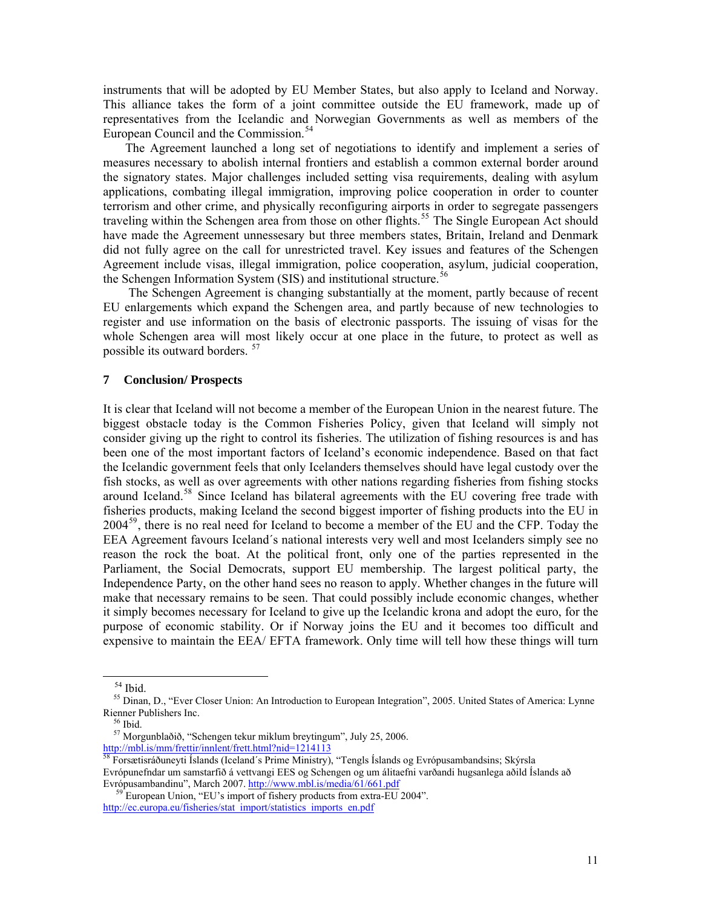instruments that will be adopted by EU Member States, but also apply to Iceland and Norway. This alliance takes the form of a joint committee outside the EU framework, made up of representatives from the Icelandic and Norwegian Governments as well as members of the European Council and the Commission.[54]

The Agreement launched a long set of negotiations to identify and implement a series of measures necessary to abolish internal frontiers and establish a common external border around the signatory states. Major challenges included setting visa requirements, dealing with asylum applications, combating illegal immigration, improving police cooperation in order to counter terrorism and other crime, and physically reconfiguring airports in order to segregate passengers traveling within the Schengen area from those on other flights.[55] The Single European Act should have made the Agreement unnessesary but three members states, Britain, Ireland and Denmark did not fully agree on the call for unrestricted travel. Key issues and features of the Schengen Agreement include visas, illegal immigration, police cooperation, asylum, judicial cooperation, the Schengen Information System (SIS) and institutional structure.[56]

The Schengen Agreement is changing substantially at the moment, partly because of recent EU enlargements which expand the Schengen area, and partly because of new technologies to register and use information on the basis of electronic passports. The issuing of visas for the whole Schengen area will most likely occur at one place in the future, to protect as well as possible its outward borders. [57]

## 7 Conclusion/ Prospects

It is clear that Iceland will not become a member of the European Union in the nearest future. The biggest obstacle today is the Common Fisheries Policy, given that Iceland will simply not consider giving up the right to control its fisheries. The utilization of fishing resources is and has been one of the most important factors of Iceland's economic independence. Based on that fact the Icelandic government feels that only Icelanders themselves should have legal custody over the fish stocks, as well as over agreements with other nations regarding fisheries from fishing stocks around Iceland.[58] Since Iceland has bilateral agreements with the EU covering free trade with fisheries products, making Iceland the second biggest importer of fishing products into the EU in 2004[59], there is no real need for Iceland to become a member of the EU and the CFP. Today the EEA Agreement favours Iceland´s national interests very well and most Icelanders simply see no reason the rock the boat. At the political front, only one of the parties represented in the Parliament, the Social Democrats, support EU membership. The largest political party, the Independence Party, on the other hand sees no reason to apply. Whether changes in the future will make that necessary remains to be seen. That could possibly include economic changes, whether it simply becomes necessary for Iceland to give up the Icelandic krona and adopt the euro, for the purpose of economic stability. Or if Norway joins the EU and it becomes too difficult and expensive to maintain the EEA/ EFTA framework. Only time will tell how these things will turn

---

[54] Ibid.

[55] Dinan, D., "Ever Closer Union: An Introduction to European Integration", 2005. United States of America: Lynne Rienner Publishers Inc.

[56] Ibid.

[57] Morgunblaðið, "Schengen tekur miklum breytingum", July 25, 2006. http://mbl.is/mm/frettir/innlent/frett.html?nid=1214113

[58] Forsætisráðuneyti Íslands (Iceland´s Prime Ministry), "Tengls Íslands og Evrópusambandsins; Skýrsla Evrópunefndar um samstarfið á vettvangi EES og Schengen og um álitaefni varðandi hugsanlega aðild Íslands að Evrópusambandinu", March 2007. http://www.mbl.is/media/61/661.pdf

[59] European Union, "EU's import of fishery products from extra-EU 2004". http://ec.europa.eu/fisheries/stat_import/statistics_imports_en.pdf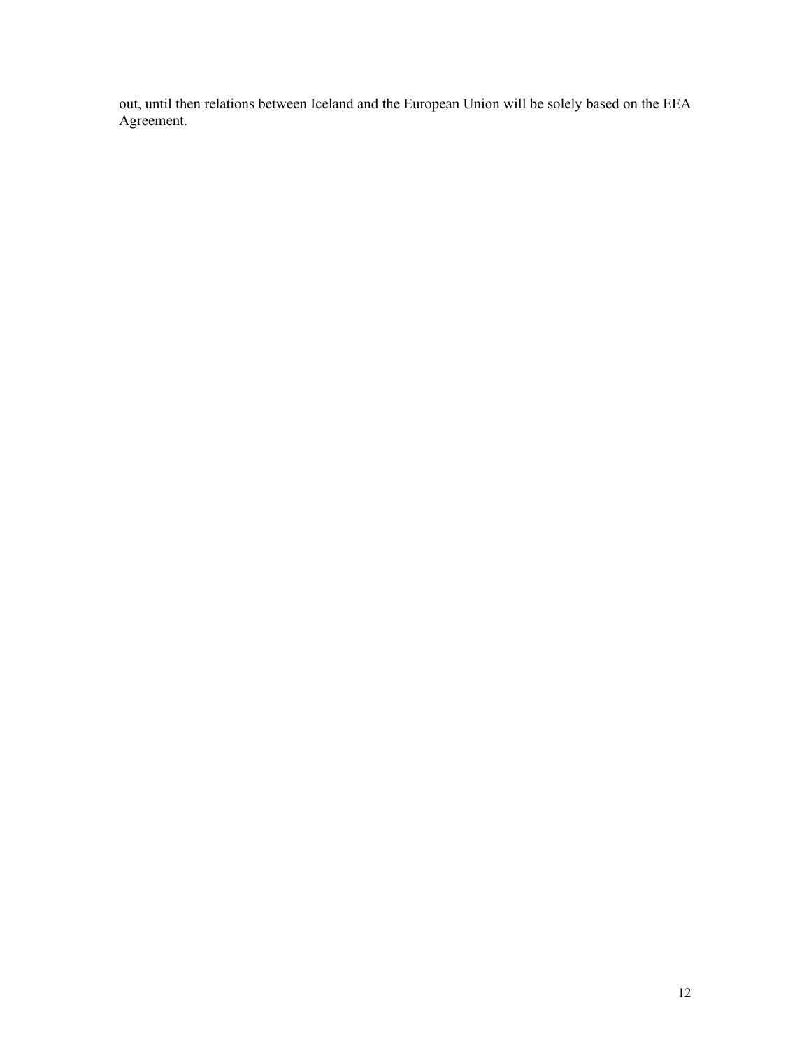out, until then relations between Iceland and the European Union will be solely based on the EEA Agreement.